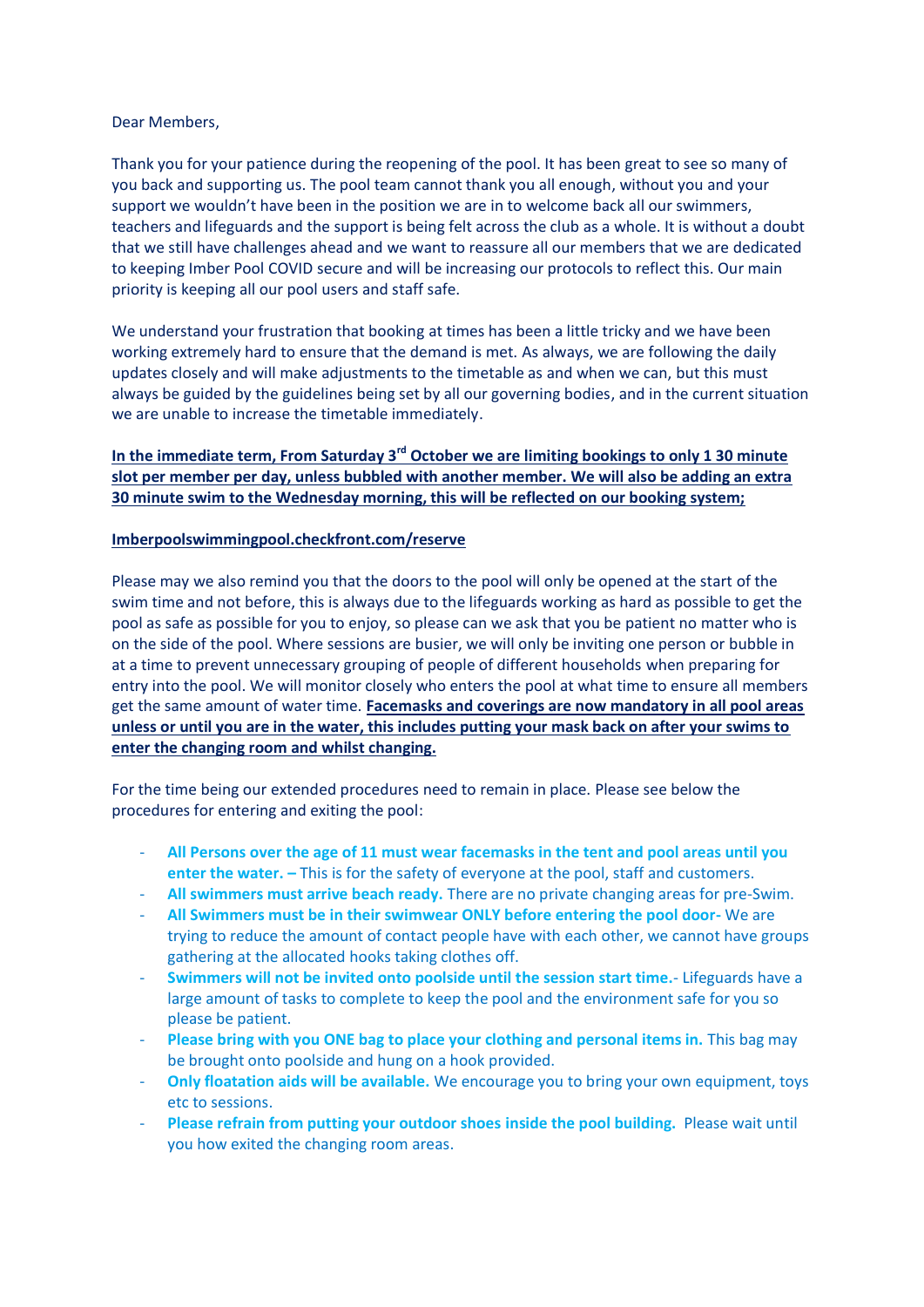Dear Members,

Thank you for your patience during the reopening of the pool. It has been great to see so many of you back and supporting us. The pool team cannot thank you all enough, without you and your support we wouldn't have been in the position we are in to welcome back all our swimmers, teachers and lifeguards and the support is being felt across the club as a whole. It is without a doubt that we still have challenges ahead and we want to reassure all our members that we are dedicated to keeping Imber Pool COVID secure and will be increasing our protocols to reflect this. Our main priority is keeping all our pool users and staff safe.

We understand your frustration that booking at times has been a little tricky and we have been working extremely hard to ensure that the demand is met. As always, we are following the daily updates closely and will make adjustments to the timetable as and when we can, but this must always be guided by the guidelines being set by all our governing bodies, and in the current situation we are unable to increase the timetable immediately.

**In the immediate term, From Saturday 3rd October we are limiting bookings to only 1 30 minute slot per member per day, unless bubbled with another member. We will also be adding an extra 30 minute swim to the Wednesday morning, this will be reflected on our booking system;**

**Imberpoolswimmingpool.checkfront.com/reserve**

Please may we also remind you that the doors to the pool will only be opened at the start of the swim time and not before, this is always due to the lifeguards working as hard as possible to get the pool as safe as possible for you to enjoy, so please can we ask that you be patient no matter who is on the side of the pool. Where sessions are busier, we will only be inviting one person or bubble in at a time to prevent unnecessary grouping of people of different households when preparing for entry into the pool. We will monitor closely who enters the pool at what time to ensure all members get the same amount of water time. **Facemasks and coverings are now mandatory in all pool areas unless or until you are in the water, this includes putting your mask back on after your swims to enter the changing room and whilst changing.**

For the time being our extended procedures need to remain in place. Please see below the procedures for entering and exiting the pool:

- **All Persons over the age of 11 must wear facemasks in the tent and pool areas until you enter the water. –** This is for the safety of everyone at the pool, staff and customers.
- **All swimmers must arrive beach ready.** There are no private changing areas for pre-Swim.
- **All Swimmers must be in their swimwear ONLY before entering the pool door-** We are trying to reduce the amount of contact people have with each other, we cannot have groups gathering at the allocated hooks taking clothes off.
- **Swimmers will not be invited onto poolside until the session start time.**- Lifeguards have a large amount of tasks to complete to keep the pool and the environment safe for you so please be patient.
- **Please bring with you ONE bag to place your clothing and personal items in.** This bag may be brought onto poolside and hung on a hook provided.
- **Only floatation aids will be available.** We encourage you to bring your own equipment, toys etc to sessions.
- **Please refrain from putting your outdoor shoes inside the pool building.** Please wait until you how exited the changing room areas.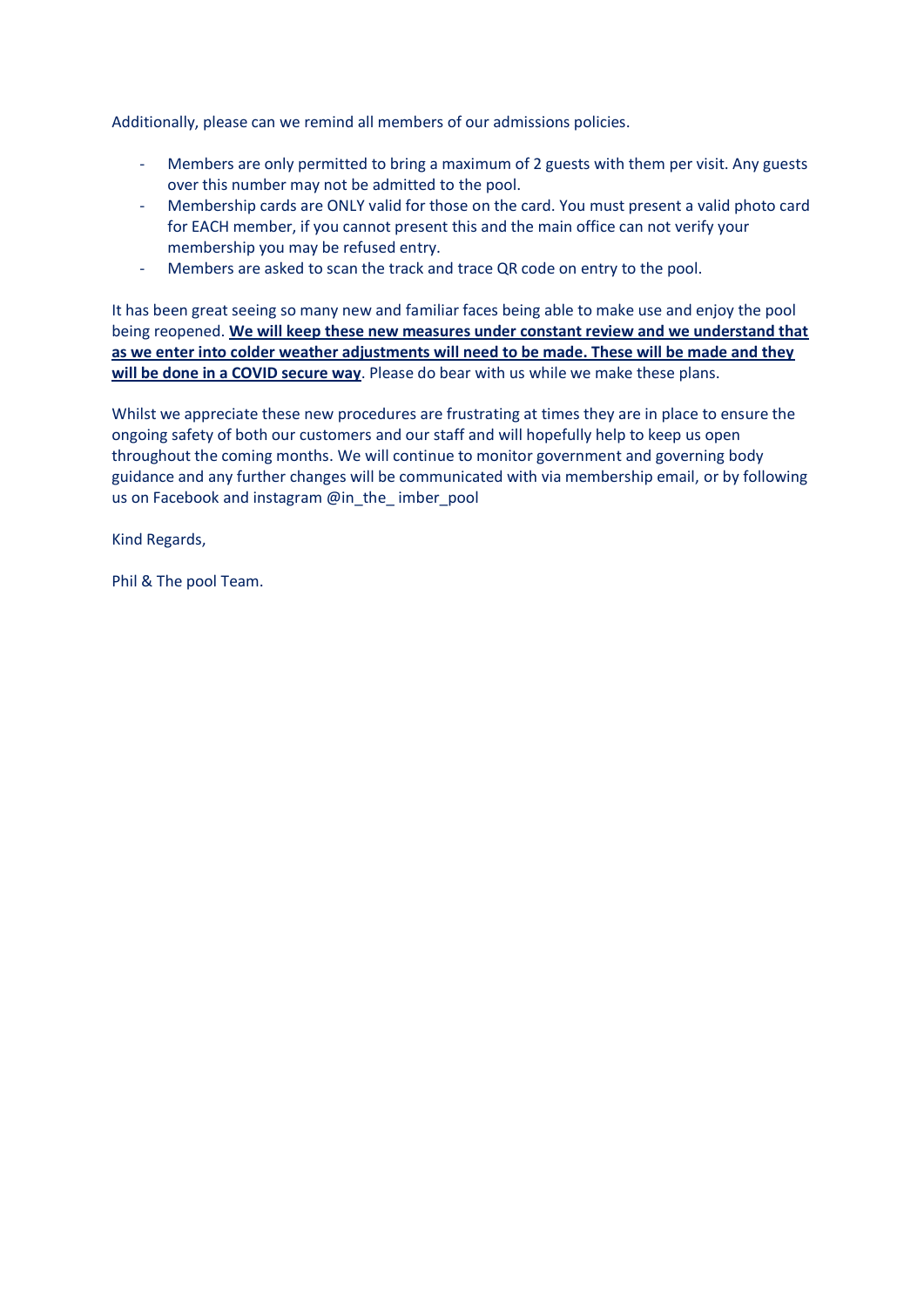Additionally, please can we remind all members of our admissions policies.

- Members are only permitted to bring a maximum of 2 guests with them per visit. Any guests over this number may not be admitted to the pool.
- Membership cards are ONLY valid for those on the card. You must present a valid photo card for EACH member, if you cannot present this and the main office can not verify your membership you may be refused entry.
- Members are asked to scan the track and trace QR code on entry to the pool.

It has been great seeing so many new and familiar faces being able to make use and enjoy the pool being reopened. **We will keep these new measures under constant review and we understand that as we enter into colder weather adjustments will need to be made. These will be made and they will be done in a COVID secure way**. Please do bear with us while we make these plans.

Whilst we appreciate these new procedures are frustrating at times they are in place to ensure the ongoing safety of both our customers and our staff and will hopefully help to keep us open throughout the coming months. We will continue to monitor government and governing body guidance and any further changes will be communicated with via membership email, or by following us on Facebook and instagram @in_the_ imber_pool

Kind Regards,

Phil & The pool Team.